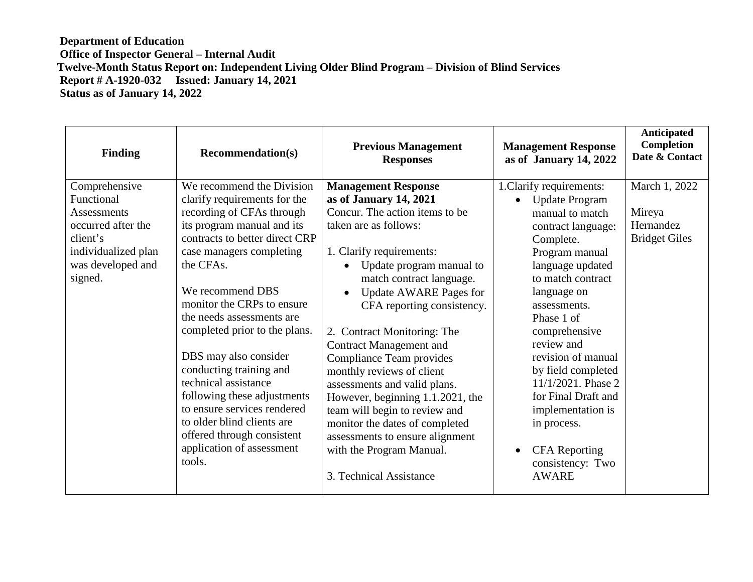**Department of Education**
**Office of Inspector General – Internal Audit**
**Twelve-Month Status Report on: Independent Living Older Blind Program – Division of Blind Services**
**Report # A-1920-032 Issued: January 14, 2021**
**Status as of January 14, 2022**

| Finding | Recommendation(s) | Previous Management Responses | Management Response as of January 14, 2022 | Anticipated Completion Date & Contact |
|---|---|---|---|---|
| Comprehensive Functional Assessments occurred after the client's individualized plan was developed and signed. | We recommend the Division clarify requirements for the recording of CFAs through its program manual and its contracts to better direct CRP case managers completing the CFAs.<br><br>We recommend DBS monitor the CRPs to ensure the needs assessments are completed prior to the plans.<br><br>DBS may also consider conducting training and technical assistance following these adjustments to ensure services rendered to older blind clients are offered through consistent application of assessment tools. | **Management Response as of January 14, 2021**<br>Concur. The action items to be taken are as follows:<br><br>1. Clarify requirements:<br>• Update program manual to match contract language.<br>• Update AWARE Pages for CFA reporting consistency.<br><br>2. Contract Monitoring: The Contract Management and Compliance Team provides monthly reviews of client assessments and valid plans. However, beginning 1.1.2021, the team will begin to review and monitor the dates of completed assessments to ensure alignment with the Program Manual.<br><br>3. Technical Assistance | 1.Clarify requirements:<br>• Update Program manual to match contract language: Complete. Program manual language updated to match contract language on assessments. Phase 1 of comprehensive review and revision of manual by field completed 11/1/2021. Phase 2 for Final Draft and implementation is in process.<br><br>• CFA Reporting consistency: Two AWARE | March 1, 2022<br><br>Mireya Hernandez<br>Bridget Giles |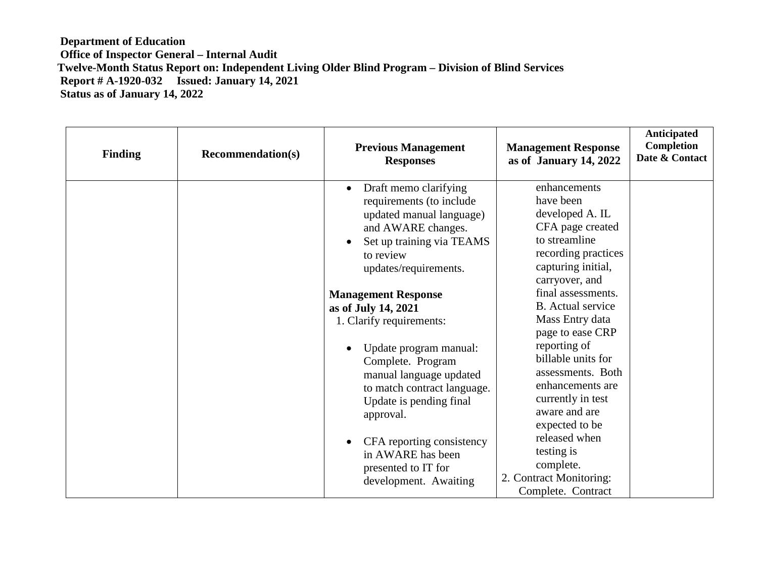**Department of Education**
**Office of Inspector General – Internal Audit**
**Twelve-Month Status Report on: Independent Living Older Blind Program – Division of Blind Services**
**Report # A-1920-032 Issued: January 14, 2021**
**Status as of January 14, 2022**

| Finding | Recommendation(s) | Previous Management Responses | Management Response as of January 14, 2022 | Anticipated Completion Date & Contact |
|---|---|---|---|---|
| | | • Draft memo clarifying requirements (to include updated manual language) and AWARE changes.<br>• Set up training via TEAMS to review updates/requirements.<br><br>**Management Response as of July 14, 2021**<br>1. Clarify requirements:<br>• Update program manual: Complete. Program manual language updated to match contract language. Update is pending final approval.<br>• CFA reporting consistency in AWARE has been presented to IT for development. Awaiting | enhancements have been developed A. IL CFA page created to streamline recording practices capturing initial, carryover, and final assessments. B. Actual service Mass Entry data page to ease CRP reporting of billable units for assessments. Both enhancements are currently in test aware and are expected to be released when testing is complete.<br>2. Contract Monitoring: Complete. Contract | |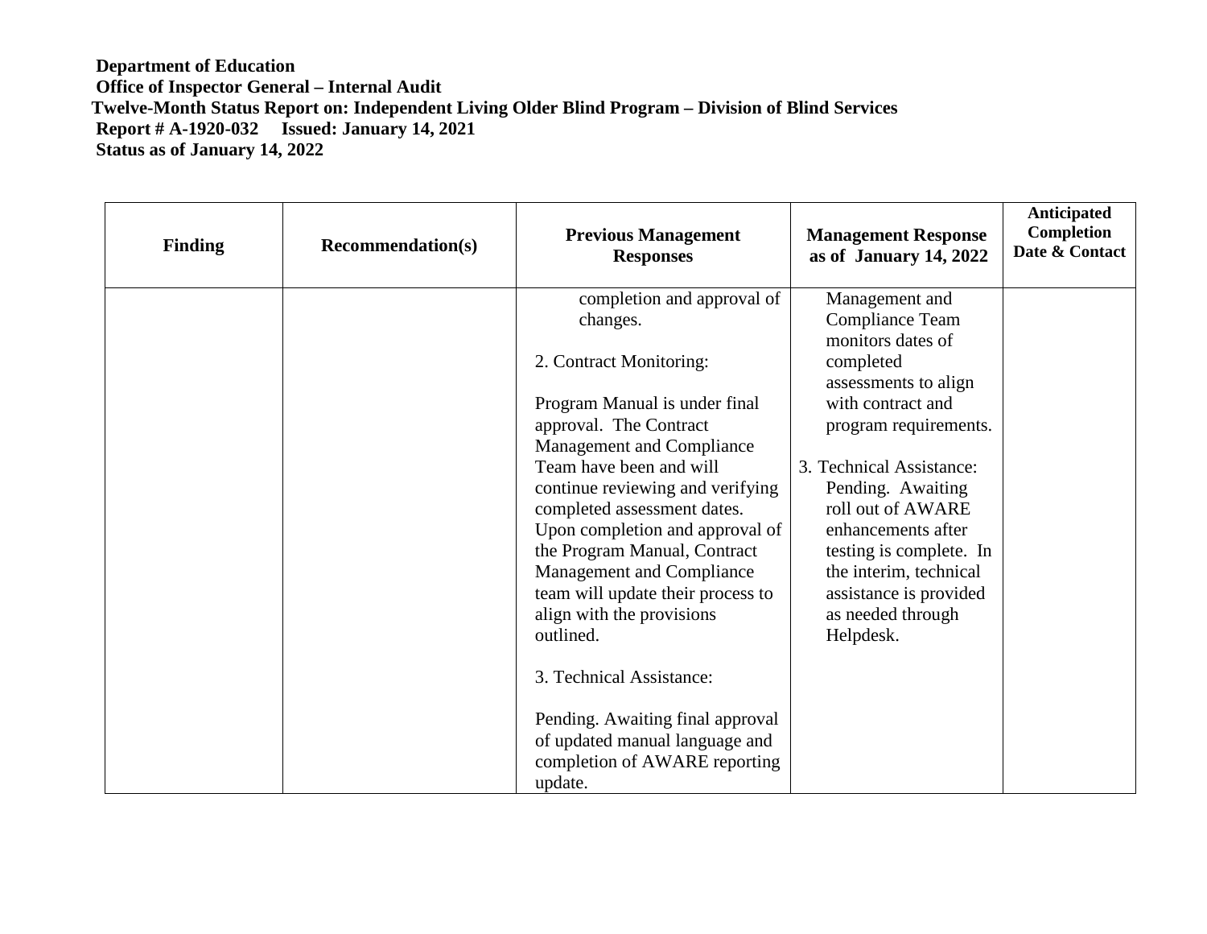**Department of Education**
**Office of Inspector General – Internal Audit**
**Twelve-Month Status Report on: Independent Living Older Blind Program – Division of Blind Services**
**Report # A-1920-032 Issued: January 14, 2021**
**Status as of January 14, 2022**

| Finding | Recommendation(s) | Previous Management Responses | Management Response as of January 14, 2022 | Anticipated Completion Date & Contact |
|---|---|---|---|---|
| | | completion and approval of changes.<br><br>2. Contract Monitoring:<br><br>Program Manual is under final approval. The Contract Management and Compliance Team have been and will continue reviewing and verifying completed assessment dates. Upon completion and approval of the Program Manual, Contract Management and Compliance team will update their process to align with the provisions outlined.<br><br>3. Technical Assistance:<br><br>Pending. Awaiting final approval of updated manual language and completion of AWARE reporting update. | Management and Compliance Team monitors dates of completed assessments to align with contract and program requirements.<br><br>3. Technical Assistance: Pending. Awaiting roll out of AWARE enhancements after testing is complete. In the interim, technical assistance is provided as needed through Helpdesk. | |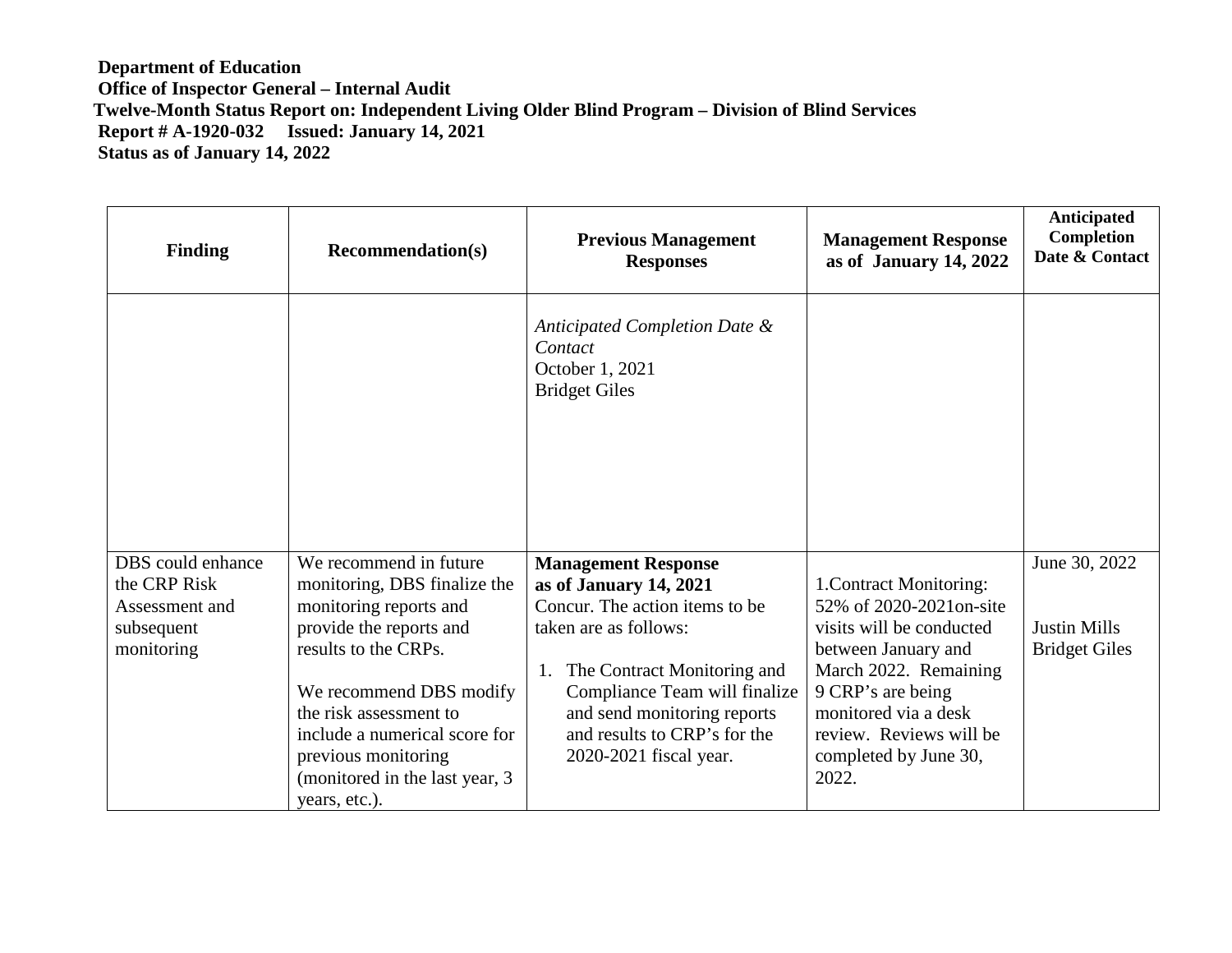**Department of Education**
**Office of Inspector General – Internal Audit**
**Twelve-Month Status Report on: Independent Living Older Blind Program – Division of Blind Services**
**Report # A-1920-032 Issued: January 14, 2021**
**Status as of January 14, 2022**

| Finding | Recommendation(s) | Previous Management Responses | Management Response as of January 14, 2022 | Anticipated Completion Date & Contact |
|---|---|---|---|---|
| | | *Anticipated Completion Date & Contact*<br>October 1, 2021<br>Bridget Giles | | |
| DBS could enhance the CRP Risk Assessment and subsequent monitoring | We recommend in future monitoring, DBS finalize the monitoring reports and provide the reports and results to the CRPs.<br><br>We recommend DBS modify the risk assessment to include a numerical score for previous monitoring (monitored in the last year, 3 years, etc.). | **Management Response as of January 14, 2021**<br>Concur. The action items to be taken are as follows:<br><br>1. The Contract Monitoring and Compliance Team will finalize and send monitoring reports and results to CRP's for the 2020-2021 fiscal year. | 1.Contract Monitoring: 52% of 2020-2021on-site visits will be conducted between January and March 2022. Remaining 9 CRP's are being monitored via a desk review. Reviews will be completed by June 30, 2022. | June 30, 2022<br><br>Justin Mills<br>Bridget Giles |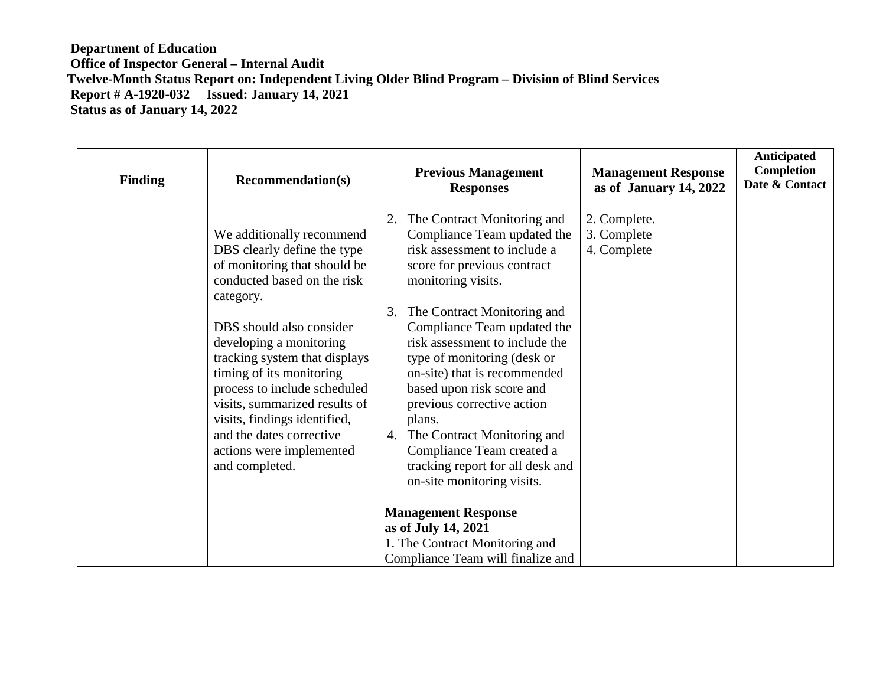**Department of Education**
**Office of Inspector General – Internal Audit**
**Twelve-Month Status Report on: Independent Living Older Blind Program – Division of Blind Services**
**Report # A-1920-032 Issued: January 14, 2021**
**Status as of January 14, 2022**

| Finding | Recommendation(s) | Previous Management Responses | Management Response as of January 14, 2022 | Anticipated Completion Date & Contact |
|---|---|---|---|---|
| | We additionally recommend DBS clearly define the type of monitoring that should be conducted based on the risk category.<br><br>DBS should also consider developing a monitoring tracking system that displays timing of its monitoring process to include scheduled visits, summarized results of visits, findings identified, and the dates corrective actions were implemented and completed. | 2. The Contract Monitoring and Compliance Team updated the risk assessment to include a score for previous contract monitoring visits.<br><br>3. The Contract Monitoring and Compliance Team updated the risk assessment to include the type of monitoring (desk or on-site) that is recommended based upon risk score and previous corrective action plans.<br>4. The Contract Monitoring and Compliance Team created a tracking report for all desk and on-site monitoring visits.<br><br>**Management Response as of July 14, 2021**<br>1. The Contract Monitoring and Compliance Team will finalize and | 2. Complete.<br>3. Complete<br>4. Complete | |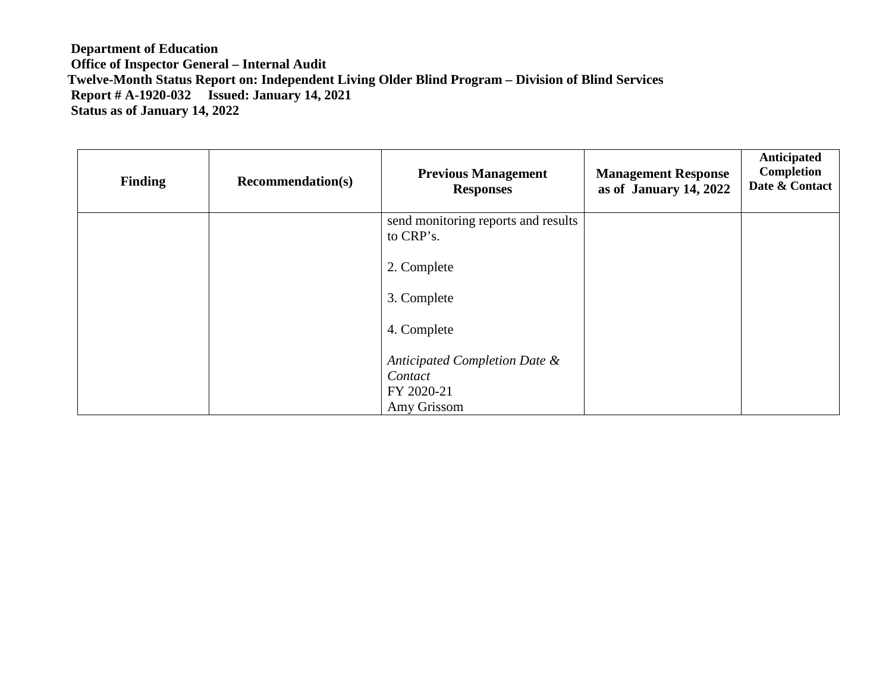**Department of Education**
**Office of Inspector General – Internal Audit**
**Twelve-Month Status Report on: Independent Living Older Blind Program – Division of Blind Services**
**Report # A-1920-032 Issued: January 14, 2021**
**Status as of January 14, 2022**

| Finding | Recommendation(s) | Previous Management Responses | Management Response as of January 14, 2022 | Anticipated Completion Date & Contact |
|---|---|---|---|---|
| | | send monitoring reports and results to CRP's.<br><br>2. Complete<br><br>3. Complete<br><br>4. Complete<br><br>*Anticipated Completion Date & Contact*<br>FY 2020-21<br>Amy Grissom | | |